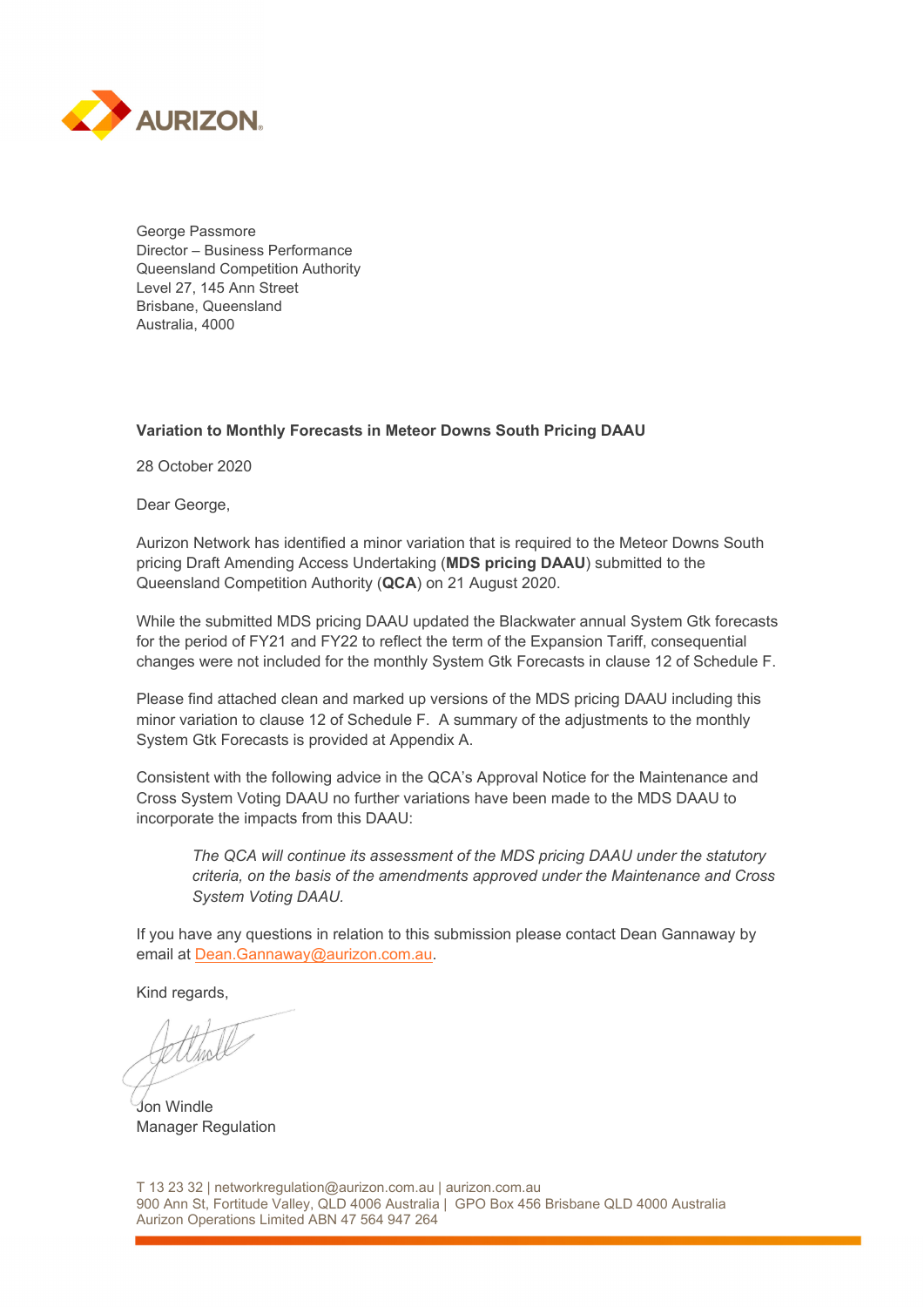AURIZON

George Passmore
Director – Business Performance
Queensland Competition Authority
Level 27, 145 Ann Street
Brisbane, Queensland
Australia, 4000

**Variation to Monthly Forecasts in Meteor Downs South Pricing DAAU**

28 October 2020

Dear George,

Aurizon Network has identified a minor variation that is required to the Meteor Downs South pricing Draft Amending Access Undertaking (**MDS pricing DAAU**) submitted to the Queensland Competition Authority (**QCA**) on 21 August 2020.

While the submitted MDS pricing DAAU updated the Blackwater annual System Gtk forecasts for the period of FY21 and FY22 to reflect the term of the Expansion Tariff, consequential changes were not included for the monthly System Gtk Forecasts in clause 12 of Schedule F.

Please find attached clean and marked up versions of the MDS pricing DAAU including this minor variation to clause 12 of Schedule F. A summary of the adjustments to the monthly System Gtk Forecasts is provided at Appendix A.

Consistent with the following advice in the QCA's Approval Notice for the Maintenance and Cross System Voting DAAU no further variations have been made to the MDS DAAU to incorporate the impacts from this DAAU:

> *The QCA will continue its assessment of the MDS pricing DAAU under the statutory criteria, on the basis of the amendments approved under the Maintenance and Cross System Voting DAAU.*

If you have any questions in relation to this submission please contact Dean Gannaway by email at Dean.Gannaway@aurizon.com.au.

Kind regards,

Jon Windle
Manager Regulation

T 13 23 32 | networkregulation@aurizon.com.au | aurizon.com.au
900 Ann St, Fortitude Valley, QLD 4006 Australia | GPO Box 456 Brisbane QLD 4000 Australia
Aurizon Operations Limited ABN 47 564 947 264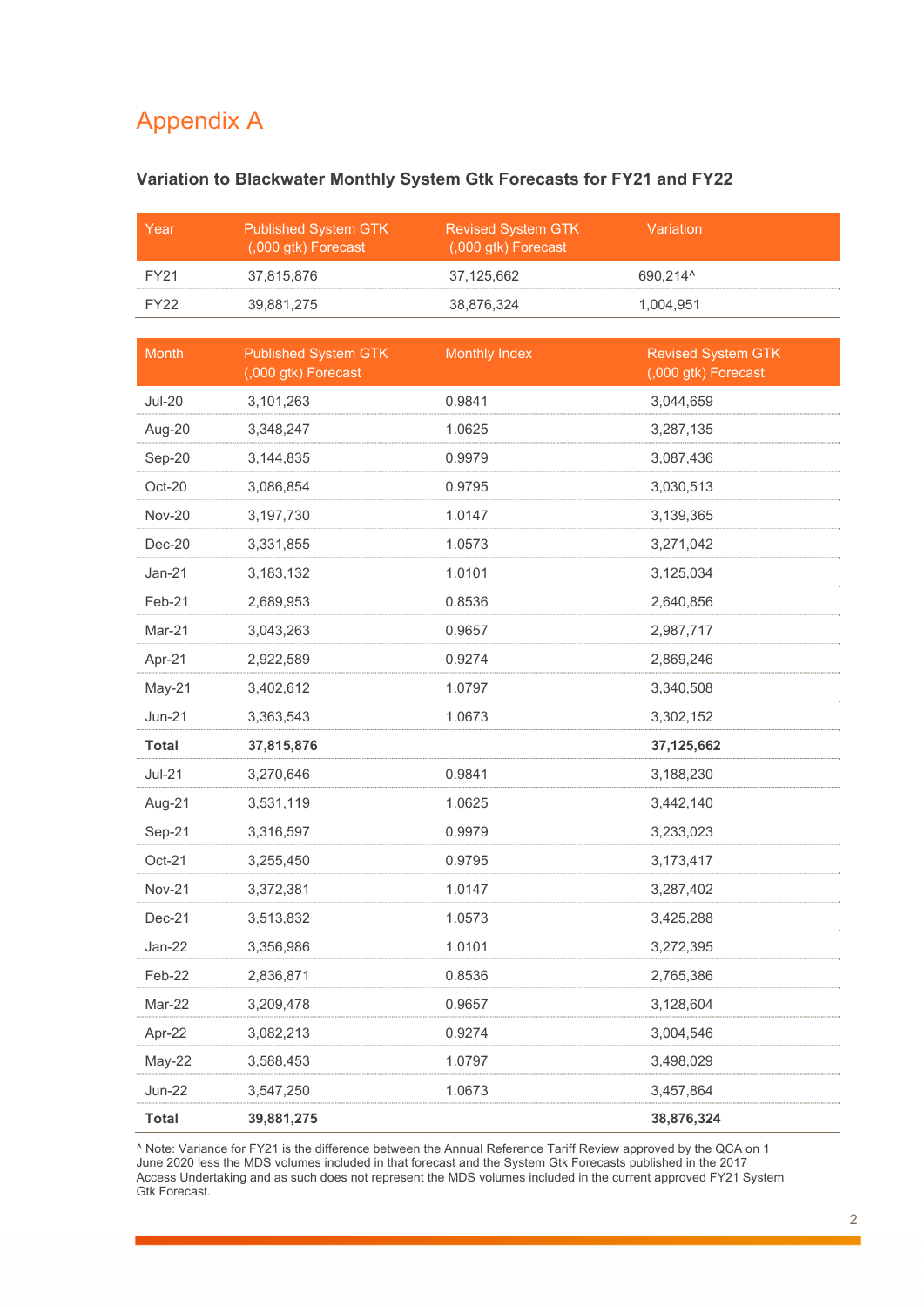# Appendix A

**Variation to Blackwater Monthly System Gtk Forecasts for FY21 and FY22**

| Year | Published System GTK (,000 gtk) Forecast | Revised System GTK (,000 gtk) Forecast | Variation |
|---|---|---|---|
| FY21 | 37,815,876 | 37,125,662 | 690,214^ |
| FY22 | 39,881,275 | 38,876,324 | 1,004,951 |

| Month | Published System GTK (,000 gtk) Forecast | Monthly Index | Revised System GTK (,000 gtk) Forecast |
|---|---|---|---|
| Jul-20 | 3,101,263 | 0.9841 | 3,044,659 |
| Aug-20 | 3,348,247 | 1.0625 | 3,287,135 |
| Sep-20 | 3,144,835 | 0.9979 | 3,087,436 |
| Oct-20 | 3,086,854 | 0.9795 | 3,030,513 |
| Nov-20 | 3,197,730 | 1.0147 | 3,139,365 |
| Dec-20 | 3,331,855 | 1.0573 | 3,271,042 |
| Jan-21 | 3,183,132 | 1.0101 | 3,125,034 |
| Feb-21 | 2,689,953 | 0.8536 | 2,640,856 |
| Mar-21 | 3,043,263 | 0.9657 | 2,987,717 |
| Apr-21 | 2,922,589 | 0.9274 | 2,869,246 |
| May-21 | 3,402,612 | 1.0797 | 3,340,508 |
| Jun-21 | 3,363,543 | 1.0673 | 3,302,152 |
| **Total** | **37,815,876** | | **37,125,662** |
| Jul-21 | 3,270,646 | 0.9841 | 3,188,230 |
| Aug-21 | 3,531,119 | 1.0625 | 3,442,140 |
| Sep-21 | 3,316,597 | 0.9979 | 3,233,023 |
| Oct-21 | 3,255,450 | 0.9795 | 3,173,417 |
| Nov-21 | 3,372,381 | 1.0147 | 3,287,402 |
| Dec-21 | 3,513,832 | 1.0573 | 3,425,288 |
| Jan-22 | 3,356,986 | 1.0101 | 3,272,395 |
| Feb-22 | 2,836,871 | 0.8536 | 2,765,386 |
| Mar-22 | 3,209,478 | 0.9657 | 3,128,604 |
| Apr-22 | 3,082,213 | 0.9274 | 3,004,546 |
| May-22 | 3,588,453 | 1.0797 | 3,498,029 |
| Jun-22 | 3,547,250 | 1.0673 | 3,457,864 |
| **Total** | **39,881,275** | | **38,876,324** |

^ Note: Variance for FY21 is the difference between the Annual Reference Tariff Review approved by the QCA on 1 June 2020 less the MDS volumes included in that forecast and the System Gtk Forecasts published in the 2017 Access Undertaking and as such does not represent the MDS volumes included in the current approved FY21 System Gtk Forecast.